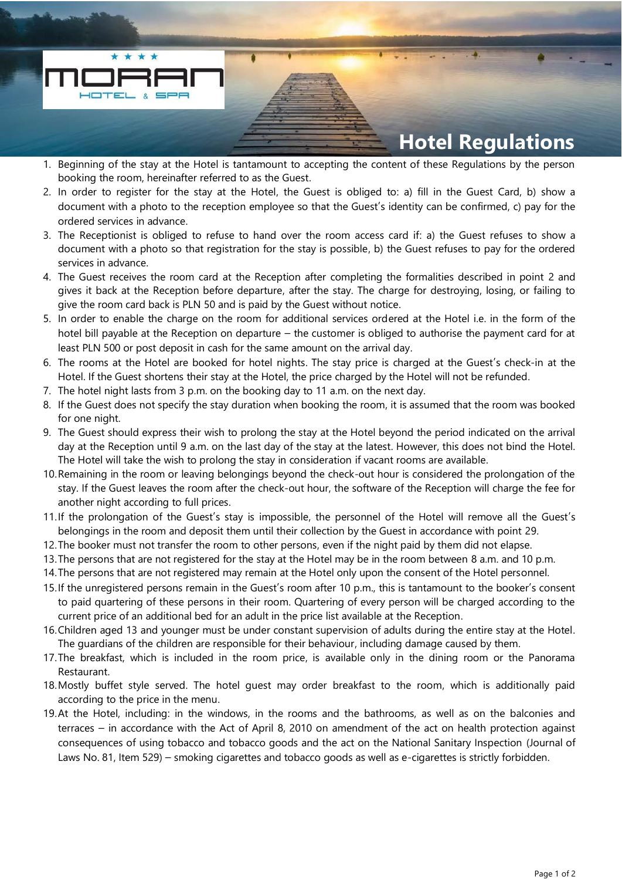MORAN HOTEL & SPA

# Hotel Regulations

1. Beginning of the stay at the Hotel is tantamount to accepting the content of these Regulations by the person booking the room, hereinafter referred to as the Guest.
2. In order to register for the stay at the Hotel, the Guest is obliged to: a) fill in the Guest Card, b) show a document with a photo to the reception employee so that the Guest's identity can be confirmed, c) pay for the ordered services in advance.
3. The Receptionist is obliged to refuse to hand over the room access card if: a) the Guest refuses to show a document with a photo so that registration for the stay is possible, b) the Guest refuses to pay for the ordered services in advance.
4. The Guest receives the room card at the Reception after completing the formalities described in point 2 and gives it back at the Reception before departure, after the stay. The charge for destroying, losing, or failing to give the room card back is PLN 50 and is paid by the Guest without notice.
5. In order to enable the charge on the room for additional services ordered at the Hotel i.e. in the form of the hotel bill payable at the Reception on departure – the customer is obliged to authorise the payment card for at least PLN 500 or post deposit in cash for the same amount on the arrival day.
6. The rooms at the Hotel are booked for hotel nights. The stay price is charged at the Guest's check-in at the Hotel. If the Guest shortens their stay at the Hotel, the price charged by the Hotel will not be refunded.
7. The hotel night lasts from 3 p.m. on the booking day to 11 a.m. on the next day.
8. If the Guest does not specify the stay duration when booking the room, it is assumed that the room was booked for one night.
9. The Guest should express their wish to prolong the stay at the Hotel beyond the period indicated on the arrival day at the Reception until 9 a.m. on the last day of the stay at the latest. However, this does not bind the Hotel. The Hotel will take the wish to prolong the stay in consideration if vacant rooms are available.
10. Remaining in the room or leaving belongings beyond the check-out hour is considered the prolongation of the stay. If the Guest leaves the room after the check-out hour, the software of the Reception will charge the fee for another night according to full prices.
11. If the prolongation of the Guest's stay is impossible, the personnel of the Hotel will remove all the Guest's belongings in the room and deposit them until their collection by the Guest in accordance with point 29.
12. The booker must not transfer the room to other persons, even if the night paid by them did not elapse.
13. The persons that are not registered for the stay at the Hotel may be in the room between 8 a.m. and 10 p.m.
14. The persons that are not registered may remain at the Hotel only upon the consent of the Hotel personnel.
15. If the unregistered persons remain in the Guest's room after 10 p.m., this is tantamount to the booker's consent to paid quartering of these persons in their room. Quartering of every person will be charged according to the current price of an additional bed for an adult in the price list available at the Reception.
16. Children aged 13 and younger must be under constant supervision of adults during the entire stay at the Hotel. The guardians of the children are responsible for their behaviour, including damage caused by them.
17. The breakfast, which is included in the room price, is available only in the dining room or the Panorama Restaurant.
18. Mostly buffet style served. The hotel guest may order breakfast to the room, which is additionally paid according to the price in the menu.
19. At the Hotel, including: in the windows, in the rooms and the bathrooms, as well as on the balconies and terraces – in accordance with the Act of April 8, 2010 on amendment of the act on health protection against consequences of using tobacco and tobacco goods and the act on the National Sanitary Inspection (Journal of Laws No. 81, Item 529) – smoking cigarettes and tobacco goods as well as e-cigarettes is strictly forbidden.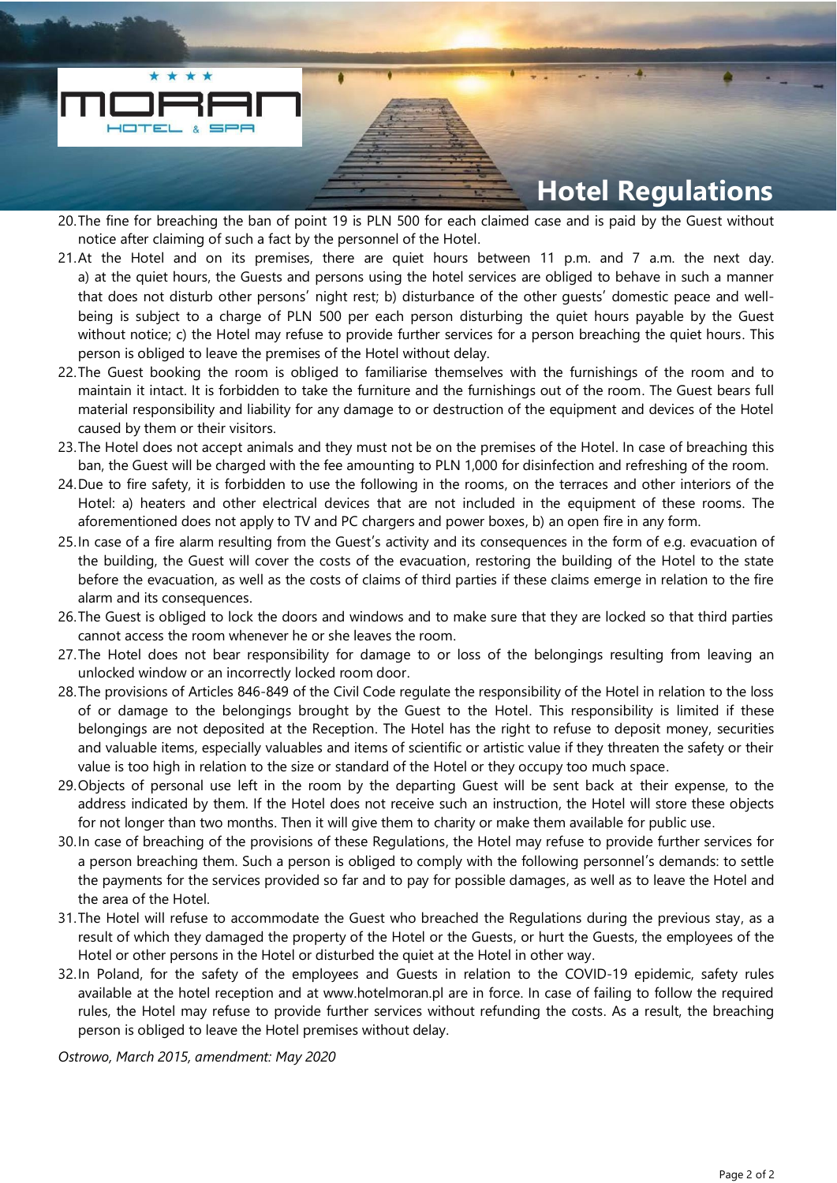# Hotel Regulations

20. The fine for breaching the ban of point 19 is PLN 500 for each claimed case and is paid by the Guest without notice after claiming of such a fact by the personnel of the Hotel.
21. At the Hotel and on its premises, there are quiet hours between 11 p.m. and 7 a.m. the next day. a) at the quiet hours, the Guests and persons using the hotel services are obliged to behave in such a manner that does not disturb other persons' night rest; b) disturbance of the other guests' domestic peace and well-being is subject to a charge of PLN 500 per each person disturbing the quiet hours payable by the Guest without notice; c) the Hotel may refuse to provide further services for a person breaching the quiet hours. This person is obliged to leave the premises of the Hotel without delay.
22. The Guest booking the room is obliged to familiarise themselves with the furnishings of the room and to maintain it intact. It is forbidden to take the furniture and the furnishings out of the room. The Guest bears full material responsibility and liability for any damage to or destruction of the equipment and devices of the Hotel caused by them or their visitors.
23. The Hotel does not accept animals and they must not be on the premises of the Hotel. In case of breaching this ban, the Guest will be charged with the fee amounting to PLN 1,000 for disinfection and refreshing of the room.
24. Due to fire safety, it is forbidden to use the following in the rooms, on the terraces and other interiors of the Hotel: a) heaters and other electrical devices that are not included in the equipment of these rooms. The aforementioned does not apply to TV and PC chargers and power boxes, b) an open fire in any form.
25. In case of a fire alarm resulting from the Guest's activity and its consequences in the form of e.g. evacuation of the building, the Guest will cover the costs of the evacuation, restoring the building of the Hotel to the state before the evacuation, as well as the costs of claims of third parties if these claims emerge in relation to the fire alarm and its consequences.
26. The Guest is obliged to lock the doors and windows and to make sure that they are locked so that third parties cannot access the room whenever he or she leaves the room.
27. The Hotel does not bear responsibility for damage to or loss of the belongings resulting from leaving an unlocked window or an incorrectly locked room door.
28. The provisions of Articles 846-849 of the Civil Code regulate the responsibility of the Hotel in relation to the loss of or damage to the belongings brought by the Guest to the Hotel. This responsibility is limited if these belongings are not deposited at the Reception. The Hotel has the right to refuse to deposit money, securities and valuable items, especially valuables and items of scientific or artistic value if they threaten the safety or their value is too high in relation to the size or standard of the Hotel or they occupy too much space.
29. Objects of personal use left in the room by the departing Guest will be sent back at their expense, to the address indicated by them. If the Hotel does not receive such an instruction, the Hotel will store these objects for not longer than two months. Then it will give them to charity or make them available for public use.
30. In case of breaching of the provisions of these Regulations, the Hotel may refuse to provide further services for a person breaching them. Such a person is obliged to comply with the following personnel's demands: to settle the payments for the services provided so far and to pay for possible damages, as well as to leave the Hotel and the area of the Hotel.
31. The Hotel will refuse to accommodate the Guest who breached the Regulations during the previous stay, as a result of which they damaged the property of the Hotel or the Guests, or hurt the Guests, the employees of the Hotel or other persons in the Hotel or disturbed the quiet at the Hotel in other way.
32. In Poland, for the safety of the employees and Guests in relation to the COVID-19 epidemic, safety rules available at the hotel reception and at www.hotelmoran.pl are in force. In case of failing to follow the required rules, the Hotel may refuse to provide further services without refunding the costs. As a result, the breaching person is obliged to leave the Hotel premises without delay.

*Ostrowo, March 2015, amendment: May 2020*